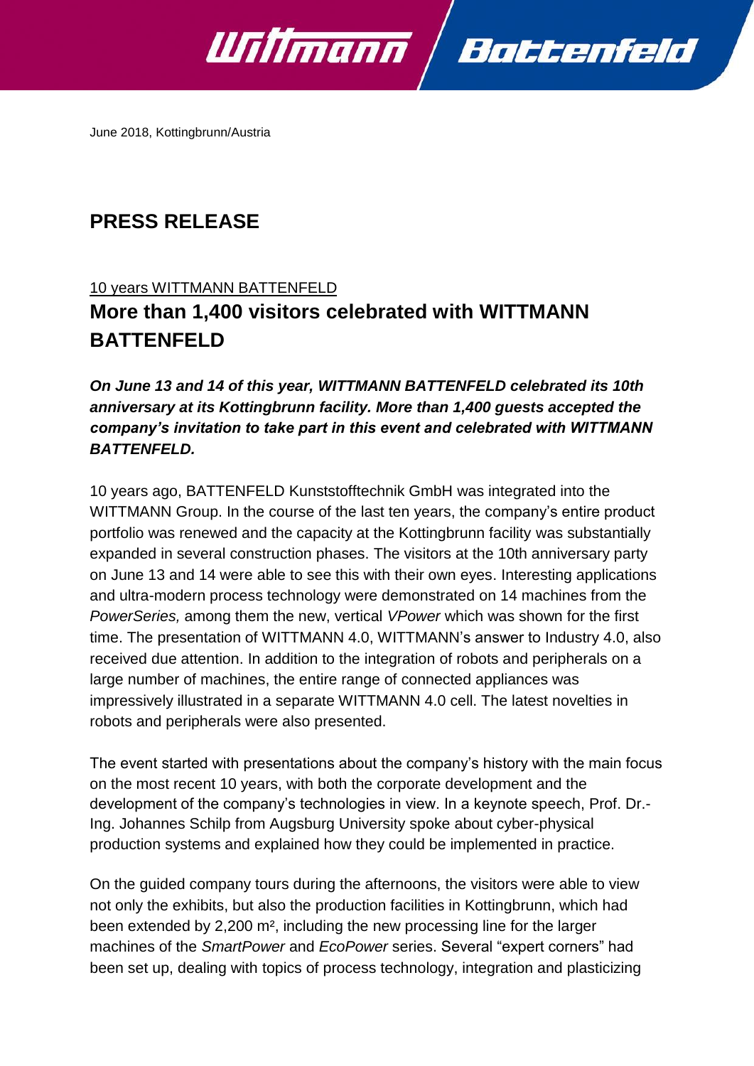June 2018, Kottingbrunn/Austria

# PRESS RELEASE

10 years WITTMANN BATTENFELD

## More than 1,400 visitors celebrated with WITTMANN BATTENFELD

***On June 13 and 14 of this year, WITTMANN BATTENFELD celebrated its 10th anniversary at its Kottingbrunn facility. More than 1,400 guests accepted the company's invitation to take part in this event and celebrated with WITTMANN BATTENFELD.***

10 years ago, BATTENFELD Kunststofftechnik GmbH was integrated into the WITTMANN Group. In the course of the last ten years, the company's entire product portfolio was renewed and the capacity at the Kottingbrunn facility was substantially expanded in several construction phases. The visitors at the 10th anniversary party on June 13 and 14 were able to see this with their own eyes. Interesting applications and ultra-modern process technology were demonstrated on 14 machines from the *PowerSeries,* among them the new, vertical *VPower* which was shown for the first time. The presentation of WITTMANN 4.0, WITTMANN's answer to Industry 4.0, also received due attention. In addition to the integration of robots and peripherals on a large number of machines, the entire range of connected appliances was impressively illustrated in a separate WITTMANN 4.0 cell. The latest novelties in robots and peripherals were also presented.

The event started with presentations about the company's history with the main focus on the most recent 10 years, with both the corporate development and the development of the company's technologies in view. In a keynote speech, Prof. Dr.-Ing. Johannes Schilp from Augsburg University spoke about cyber-physical production systems and explained how they could be implemented in practice.

On the guided company tours during the afternoons, the visitors were able to view not only the exhibits, but also the production facilities in Kottingbrunn, which had been extended by 2,200 m², including the new processing line for the larger machines of the *SmartPower* and *EcoPower* series. Several "expert corners" had been set up, dealing with topics of process technology, integration and plasticizing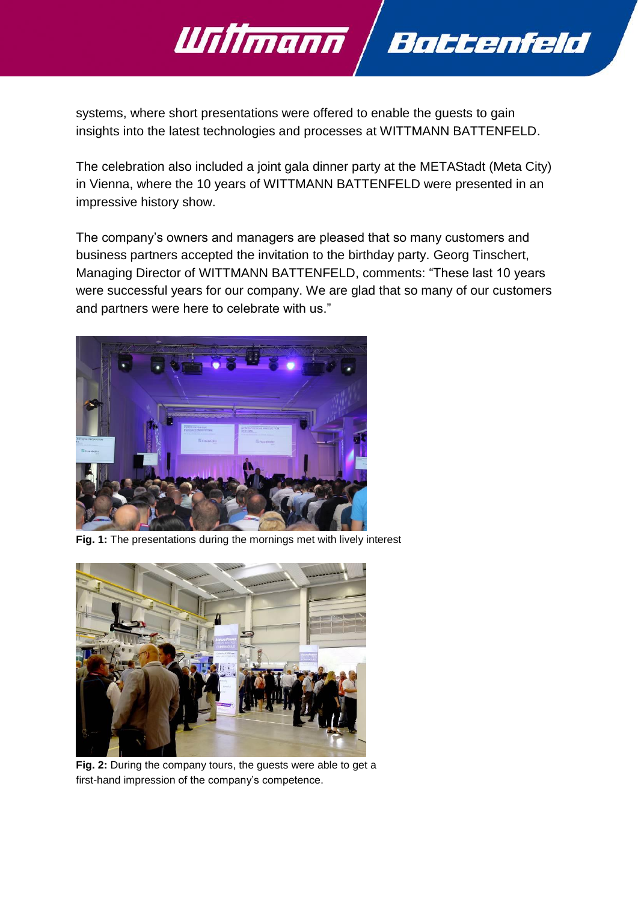systems, where short presentations were offered to enable the guests to gain insights into the latest technologies and processes at WITTMANN BATTENFELD.

The celebration also included a joint gala dinner party at the METAStadt (Meta City) in Vienna, where the 10 years of WITTMANN BATTENFELD were presented in an impressive history show.

The company's owners and managers are pleased that so many customers and business partners accepted the invitation to the birthday party. Georg Tinschert, Managing Director of WITTMANN BATTENFELD, comments: "These last 10 years were successful years for our company. We are glad that so many of our customers and partners were here to celebrate with us."

**Fig. 1:** The presentations during the mornings met with lively interest

**Fig. 2:** During the company tours, the guests were able to get a first-hand impression of the company's competence.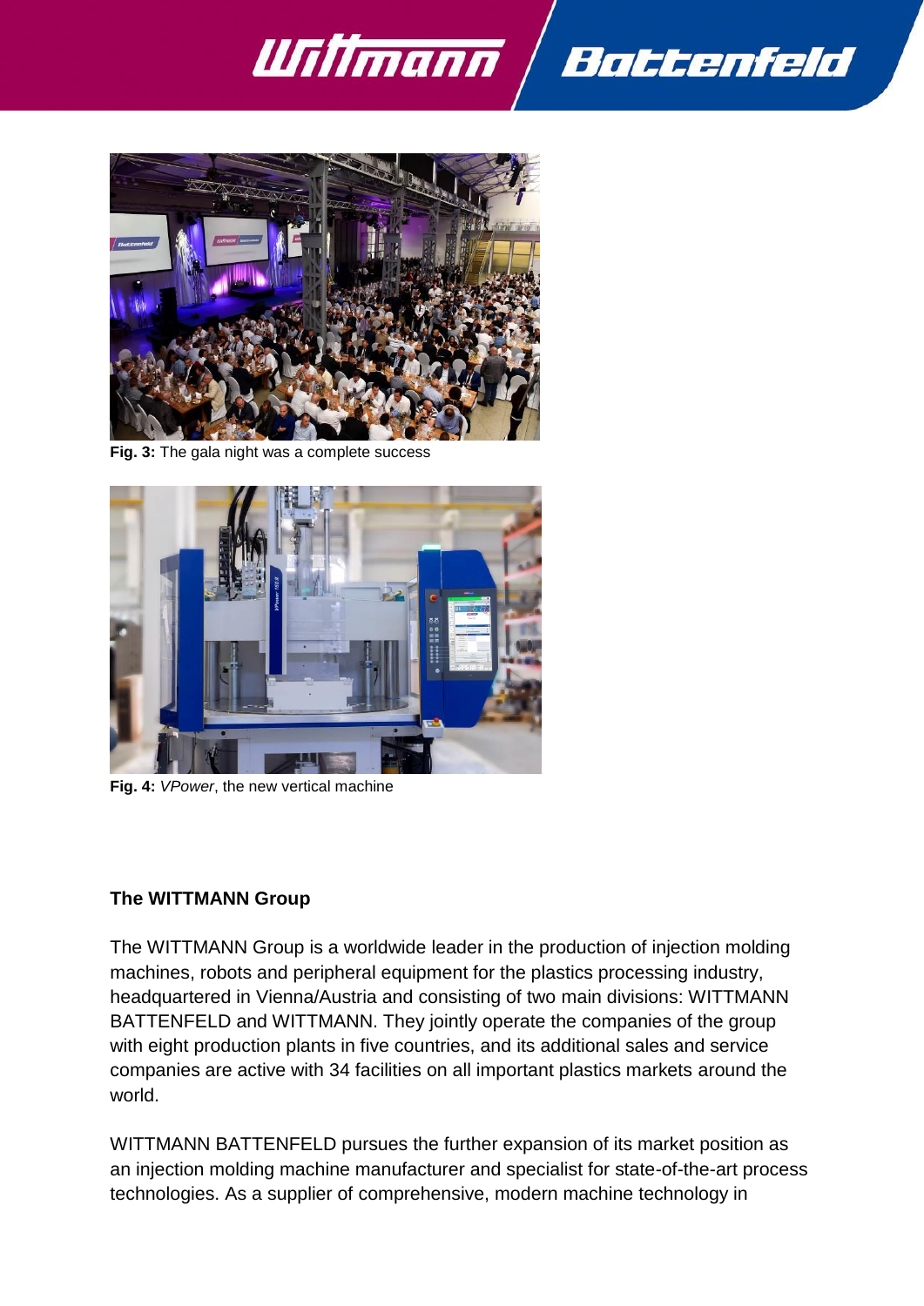**Fig. 3:** The gala night was a complete success

**Fig. 4:** *VPower*, the new vertical machine

**The WITTMANN Group**

The WITTMANN Group is a worldwide leader in the production of injection molding machines, robots and peripheral equipment for the plastics processing industry, headquartered in Vienna/Austria and consisting of two main divisions: WITTMANN BATTENFELD and WITTMANN. They jointly operate the companies of the group with eight production plants in five countries, and its additional sales and service companies are active with 34 facilities on all important plastics markets around the world.

WITTMANN BATTENFELD pursues the further expansion of its market position as an injection molding machine manufacturer and specialist for state-of-the-art process technologies. As a supplier of comprehensive, modern machine technology in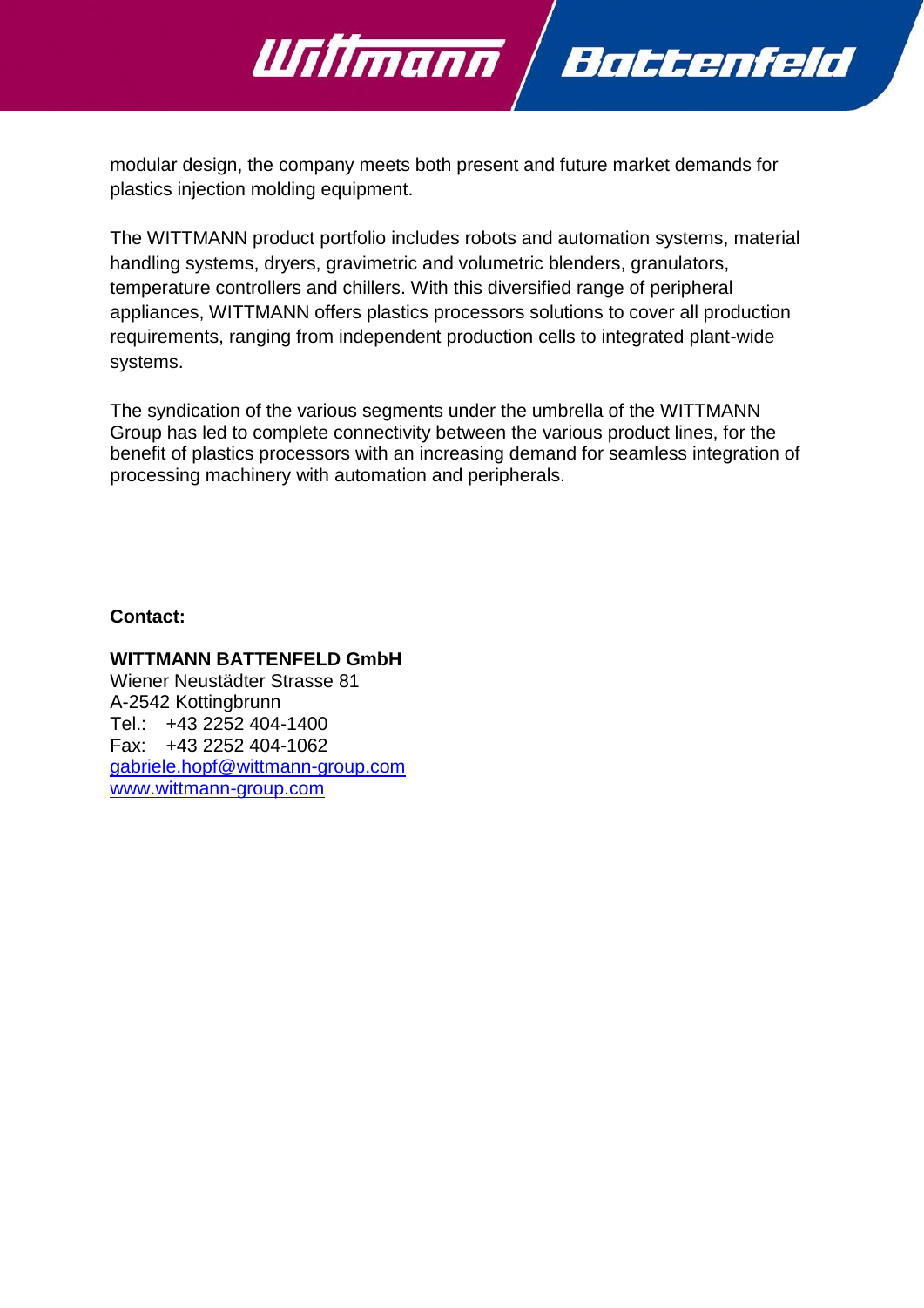modular design, the company meets both present and future market demands for plastics injection molding equipment.

The WITTMANN product portfolio includes robots and automation systems, material handling systems, dryers, gravimetric and volumetric blenders, granulators, temperature controllers and chillers. With this diversified range of peripheral appliances, WITTMANN offers plastics processors solutions to cover all production requirements, ranging from independent production cells to integrated plant-wide systems.

The syndication of the various segments under the umbrella of the WITTMANN Group has led to complete connectivity between the various product lines, for the benefit of plastics processors with an increasing demand for seamless integration of processing machinery with automation and peripherals.

**Contact:**

**WITTMANN BATTENFELD GmbH**
Wiener Neustädter Strasse 81
A-2542 Kottingbrunn
Tel.: +43 2252 404-1400
Fax: +43 2252 404-1062
gabriele.hopf@wittmann-group.com
www.wittmann-group.com